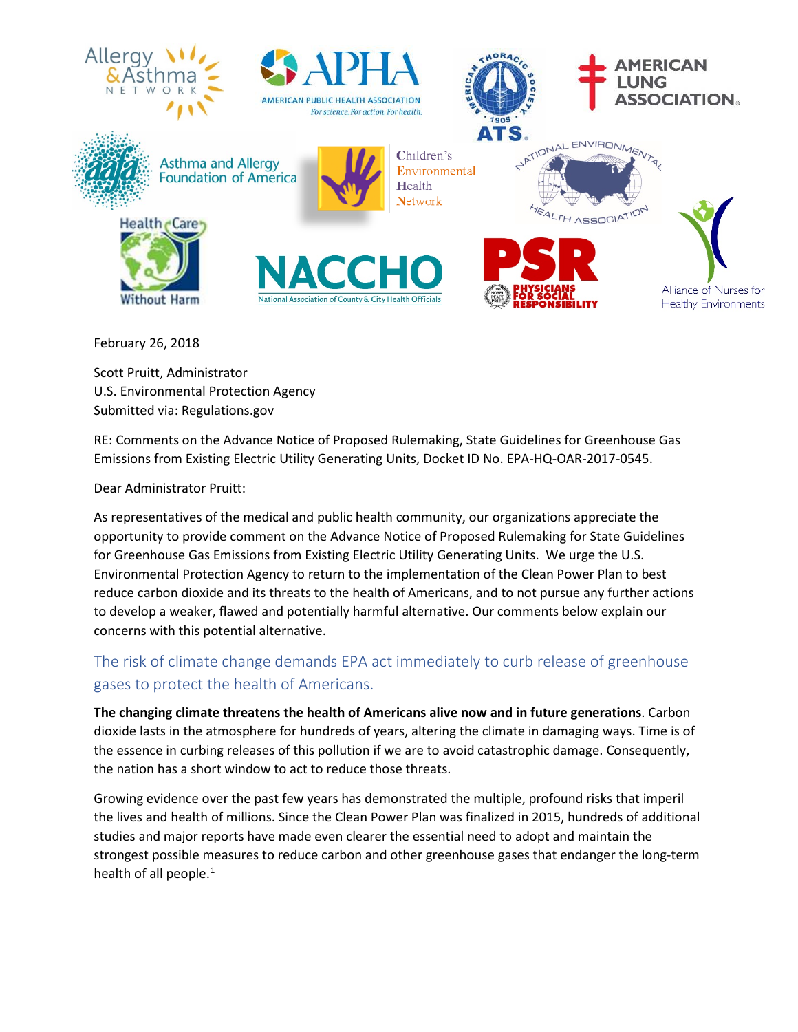February 26, 2018

Scott Pruitt, Administrator
U.S. Environmental Protection Agency
Submitted via: Regulations.gov

RE: Comments on the Advance Notice of Proposed Rulemaking, State Guidelines for Greenhouse Gas Emissions from Existing Electric Utility Generating Units, Docket ID No. EPA-HQ-OAR-2017-0545.

Dear Administrator Pruitt:

As representatives of the medical and public health community, our organizations appreciate the opportunity to provide comment on the Advance Notice of Proposed Rulemaking for State Guidelines for Greenhouse Gas Emissions from Existing Electric Utility Generating Units. We urge the U.S. Environmental Protection Agency to return to the implementation of the Clean Power Plan to best reduce carbon dioxide and its threats to the health of Americans, and to not pursue any further actions to develop a weaker, flawed and potentially harmful alternative. Our comments below explain our concerns with this potential alternative.

## The risk of climate change demands EPA act immediately to curb release of greenhouse gases to protect the health of Americans.

**The changing climate threatens the health of Americans alive now and in future generations**. Carbon dioxide lasts in the atmosphere for hundreds of years, altering the climate in damaging ways. Time is of the essence in curbing releases of this pollution if we are to avoid catastrophic damage. Consequently, the nation has a short window to act to reduce those threats.

Growing evidence over the past few years has demonstrated the multiple, profound risks that imperil the lives and health of millions. Since the Clean Power Plan was finalized in 2015, hundreds of additional studies and major reports have made even clearer the essential need to adopt and maintain the strongest possible measures to reduce carbon and other greenhouse gases that endanger the long-term health of all people.[1]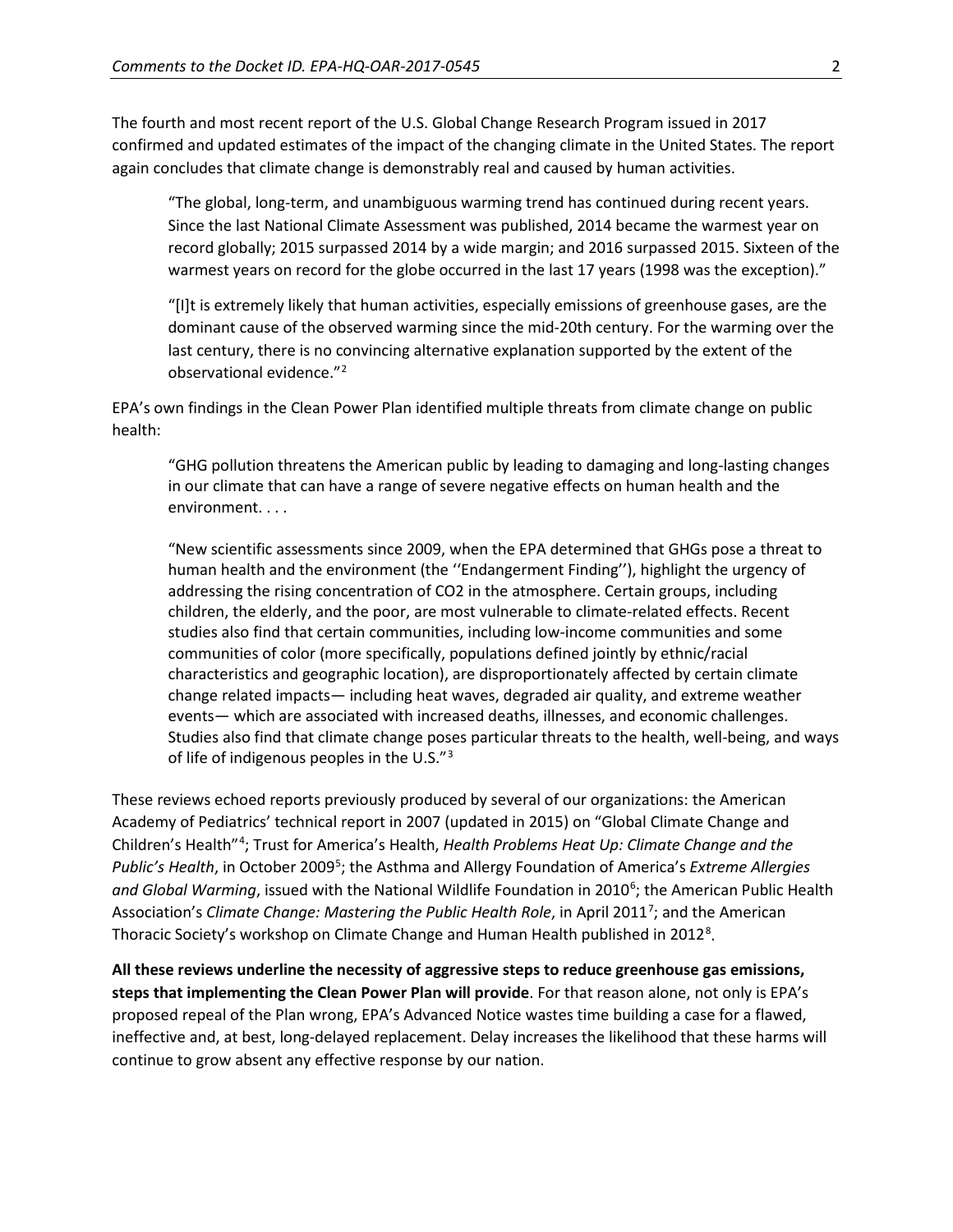The fourth and most recent report of the U.S. Global Change Research Program issued in 2017 confirmed and updated estimates of the impact of the changing climate in the United States. The report again concludes that climate change is demonstrably real and caused by human activities.

> "The global, long-term, and unambiguous warming trend has continued during recent years. Since the last National Climate Assessment was published, 2014 became the warmest year on record globally; 2015 surpassed 2014 by a wide margin; and 2016 surpassed 2015. Sixteen of the warmest years on record for the globe occurred in the last 17 years (1998 was the exception)."
>
> "[I]t is extremely likely that human activities, especially emissions of greenhouse gases, are the dominant cause of the observed warming since the mid-20th century. For the warming over the last century, there is no convincing alternative explanation supported by the extent of the observational evidence."[2]

EPA's own findings in the Clean Power Plan identified multiple threats from climate change on public health:

> "GHG pollution threatens the American public by leading to damaging and long-lasting changes in our climate that can have a range of severe negative effects on human health and the environment. . . .
>
> "New scientific assessments since 2009, when the EPA determined that GHGs pose a threat to human health and the environment (the ''Endangerment Finding''), highlight the urgency of addressing the rising concentration of $CO_2$ in the atmosphere. Certain groups, including children, the elderly, and the poor, are most vulnerable to climate-related effects. Recent studies also find that certain communities, including low-income communities and some communities of color (more specifically, populations defined jointly by ethnic/racial characteristics and geographic location), are disproportionately affected by certain climate change related impacts— including heat waves, degraded air quality, and extreme weather events— which are associated with increased deaths, illnesses, and economic challenges. Studies also find that climate change poses particular threats to the health, well-being, and ways of life of indigenous peoples in the U.S."[3]

These reviews echoed reports previously produced by several of our organizations: the American Academy of Pediatrics' technical report in 2007 (updated in 2015) on "Global Climate Change and Children's Health"[4]; Trust for America's Health, *Health Problems Heat Up: Climate Change and the Public's Health*, in October 2009[5]; the Asthma and Allergy Foundation of America's *Extreme Allergies and Global Warming*, issued with the National Wildlife Foundation in 2010[6]; the American Public Health Association's *Climate Change: Mastering the Public Health Role*, in April 2011[7]; and the American Thoracic Society's workshop on Climate Change and Human Health published in 2012[8].

**All these reviews underline the necessity of aggressive steps to reduce greenhouse gas emissions, steps that implementing the Clean Power Plan will provide**. For that reason alone, not only is EPA's proposed repeal of the Plan wrong, EPA's Advanced Notice wastes time building a case for a flawed, ineffective and, at best, long-delayed replacement. Delay increases the likelihood that these harms will continue to grow absent any effective response by our nation.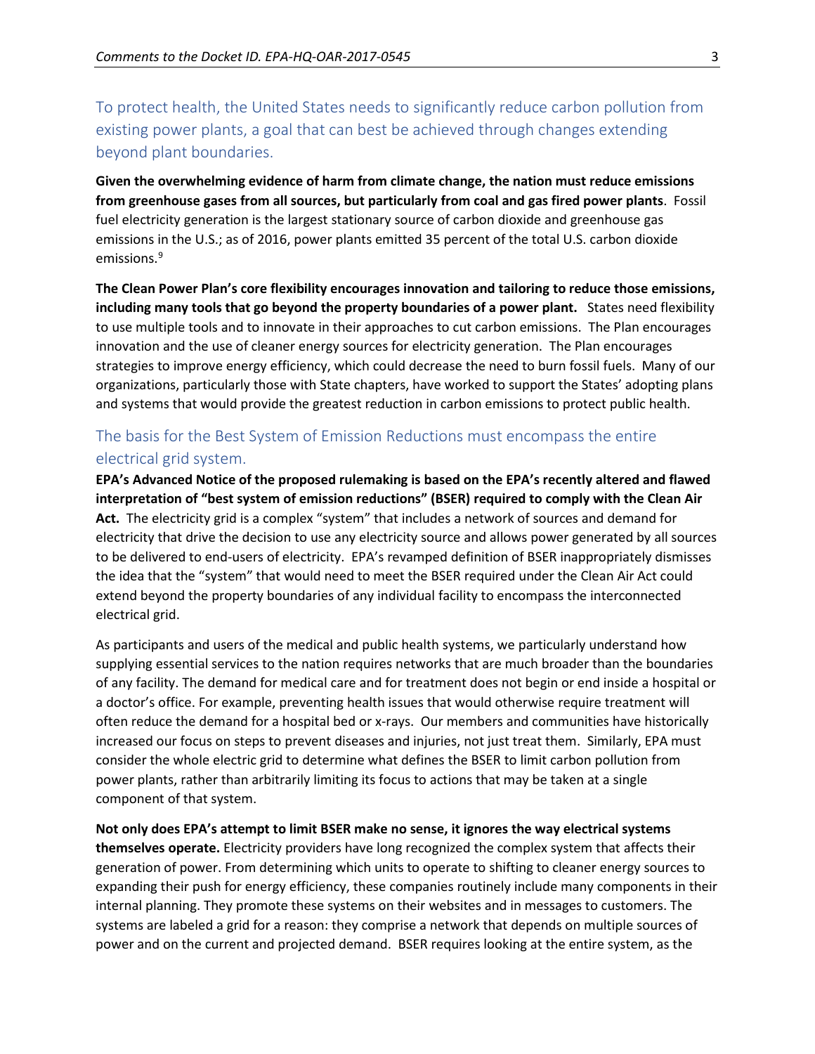## To protect health, the United States needs to significantly reduce carbon pollution from existing power plants, a goal that can best be achieved through changes extending beyond plant boundaries.

**Given the overwhelming evidence of harm from climate change, the nation must reduce emissions from greenhouse gases from all sources, but particularly from coal and gas fired power plants**. Fossil fuel electricity generation is the largest stationary source of carbon dioxide and greenhouse gas emissions in the U.S.; as of 2016, power plants emitted 35 percent of the total U.S. carbon dioxide emissions.[9]

**The Clean Power Plan's core flexibility encourages innovation and tailoring to reduce those emissions, including many tools that go beyond the property boundaries of a power plant.** States need flexibility to use multiple tools and to innovate in their approaches to cut carbon emissions. The Plan encourages innovation and the use of cleaner energy sources for electricity generation. The Plan encourages strategies to improve energy efficiency, which could decrease the need to burn fossil fuels. Many of our organizations, particularly those with State chapters, have worked to support the States' adopting plans and systems that would provide the greatest reduction in carbon emissions to protect public health.

## The basis for the Best System of Emission Reductions must encompass the entire electrical grid system.

**EPA's Advanced Notice of the proposed rulemaking is based on the EPA's recently altered and flawed interpretation of "best system of emission reductions" (BSER) required to comply with the Clean Air Act.** The electricity grid is a complex "system" that includes a network of sources and demand for electricity that drive the decision to use any electricity source and allows power generated by all sources to be delivered to end-users of electricity. EPA's revamped definition of BSER inappropriately dismisses the idea that the "system" that would need to meet the BSER required under the Clean Air Act could extend beyond the property boundaries of any individual facility to encompass the interconnected electrical grid.

As participants and users of the medical and public health systems, we particularly understand how supplying essential services to the nation requires networks that are much broader than the boundaries of any facility. The demand for medical care and for treatment does not begin or end inside a hospital or a doctor's office. For example, preventing health issues that would otherwise require treatment will often reduce the demand for a hospital bed or x-rays. Our members and communities have historically increased our focus on steps to prevent diseases and injuries, not just treat them. Similarly, EPA must consider the whole electric grid to determine what defines the BSER to limit carbon pollution from power plants, rather than arbitrarily limiting its focus to actions that may be taken at a single component of that system.

**Not only does EPA's attempt to limit BSER make no sense, it ignores the way electrical systems themselves operate.** Electricity providers have long recognized the complex system that affects their generation of power. From determining which units to operate to shifting to cleaner energy sources to expanding their push for energy efficiency, these companies routinely include many components in their internal planning. They promote these systems on their websites and in messages to customers. The systems are labeled a grid for a reason: they comprise a network that depends on multiple sources of power and on the current and projected demand. BSER requires looking at the entire system, as the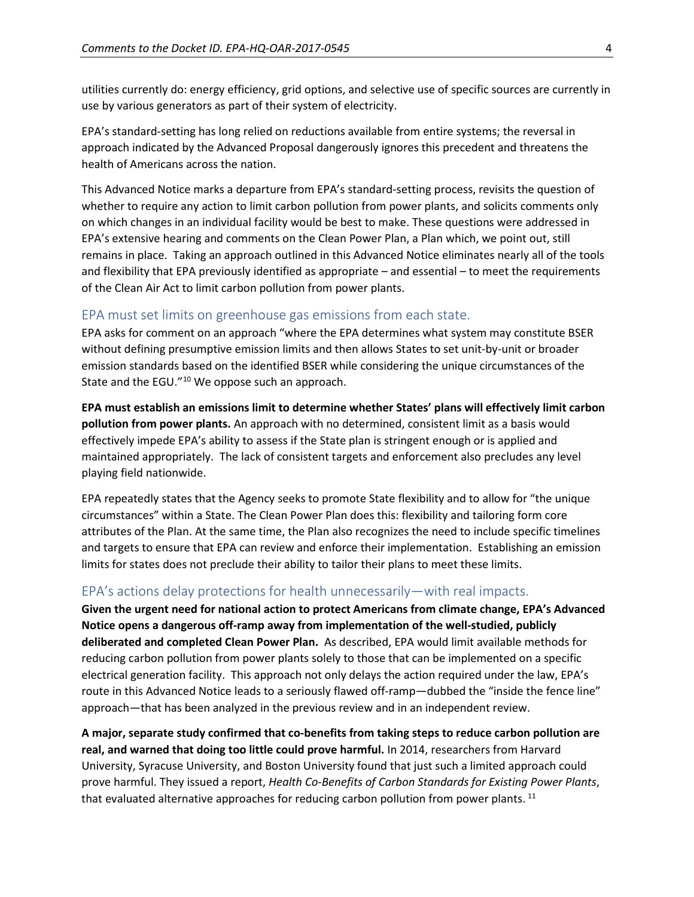utilities currently do: energy efficiency, grid options, and selective use of specific sources are currently in use by various generators as part of their system of electricity.

EPA's standard-setting has long relied on reductions available from entire systems; the reversal in approach indicated by the Advanced Proposal dangerously ignores this precedent and threatens the health of Americans across the nation.

This Advanced Notice marks a departure from EPA's standard-setting process, revisits the question of whether to require any action to limit carbon pollution from power plants, and solicits comments only on which changes in an individual facility would be best to make. These questions were addressed in EPA's extensive hearing and comments on the Clean Power Plan, a Plan which, we point out, still remains in place. Taking an approach outlined in this Advanced Notice eliminates nearly all of the tools and flexibility that EPA previously identified as appropriate – and essential – to meet the requirements of the Clean Air Act to limit carbon pollution from power plants.

## EPA must set limits on greenhouse gas emissions from each state.

EPA asks for comment on an approach "where the EPA determines what system may constitute BSER without defining presumptive emission limits and then allows States to set unit-by-unit or broader emission standards based on the identified BSER while considering the unique circumstances of the State and the EGU."[10] We oppose such an approach.

**EPA must establish an emissions limit to determine whether States' plans will effectively limit carbon pollution from power plants.** An approach with no determined, consistent limit as a basis would effectively impede EPA's ability to assess if the State plan is stringent enough or is applied and maintained appropriately. The lack of consistent targets and enforcement also precludes any level playing field nationwide.

EPA repeatedly states that the Agency seeks to promote State flexibility and to allow for "the unique circumstances" within a State. The Clean Power Plan does this: flexibility and tailoring form core attributes of the Plan. At the same time, the Plan also recognizes the need to include specific timelines and targets to ensure that EPA can review and enforce their implementation. Establishing an emission limits for states does not preclude their ability to tailor their plans to meet these limits.

## EPA's actions delay protections for health unnecessarily—with real impacts.

**Given the urgent need for national action to protect Americans from climate change, EPA's Advanced Notice opens a dangerous off-ramp away from implementation of the well-studied, publicly deliberated and completed Clean Power Plan.** As described, EPA would limit available methods for reducing carbon pollution from power plants solely to those that can be implemented on a specific electrical generation facility. This approach not only delays the action required under the law, EPA's route in this Advanced Notice leads to a seriously flawed off-ramp—dubbed the "inside the fence line" approach—that has been analyzed in the previous review and in an independent review.

**A major, separate study confirmed that co-benefits from taking steps to reduce carbon pollution are real, and warned that doing too little could prove harmful.** In 2014, researchers from Harvard University, Syracuse University, and Boston University found that just such a limited approach could prove harmful. They issued a report, *Health Co-Benefits of Carbon Standards for Existing Power Plants*, that evaluated alternative approaches for reducing carbon pollution from power plants.[11]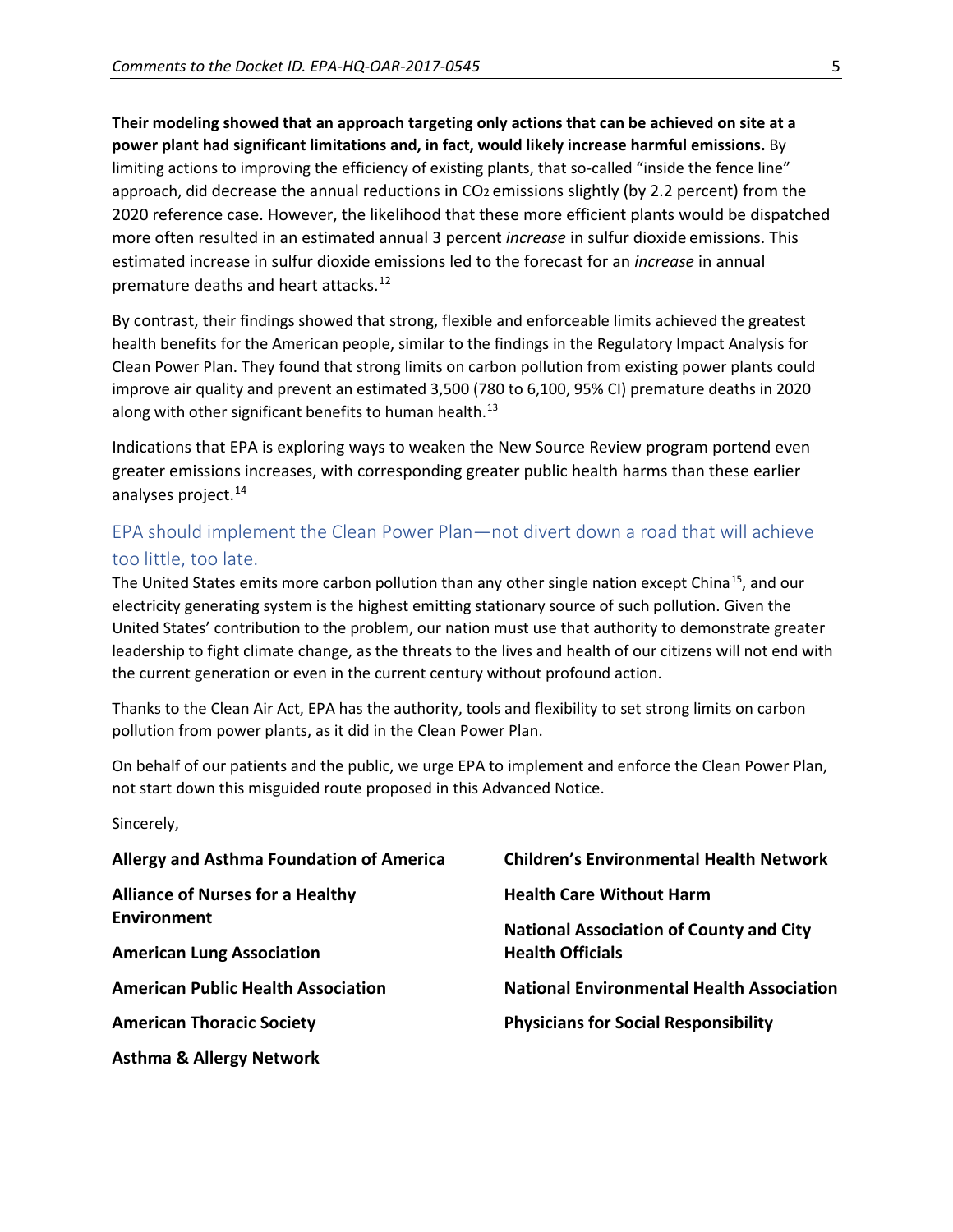**Their modeling showed that an approach targeting only actions that can be achieved on site at a power plant had significant limitations and, in fact, would likely increase harmful emissions.** By limiting actions to improving the efficiency of existing plants, that so-called "inside the fence line" approach, did decrease the annual reductions in $CO_2$ emissions slightly (by 2.2 percent) from the 2020 reference case. However, the likelihood that these more efficient plants would be dispatched more often resulted in an estimated annual 3 percent *increase* in sulfur dioxide emissions. This estimated increase in sulfur dioxide emissions led to the forecast for an *increase* in annual premature deaths and heart attacks.[12]

By contrast, their findings showed that strong, flexible and enforceable limits achieved the greatest health benefits for the American people, similar to the findings in the Regulatory Impact Analysis for Clean Power Plan. They found that strong limits on carbon pollution from existing power plants could improve air quality and prevent an estimated 3,500 (780 to 6,100, 95% CI) premature deaths in 2020 along with other significant benefits to human health.[13]

Indications that EPA is exploring ways to weaken the New Source Review program portend even greater emissions increases, with corresponding greater public health harms than these earlier analyses project.[14]

## EPA should implement the Clean Power Plan—not divert down a road that will achieve too little, too late.

The United States emits more carbon pollution than any other single nation except China[15], and our electricity generating system is the highest emitting stationary source of such pollution. Given the United States' contribution to the problem, our nation must use that authority to demonstrate greater leadership to fight climate change, as the threats to the lives and health of our citizens will not end with the current generation or even in the current century without profound action.

Thanks to the Clean Air Act, EPA has the authority, tools and flexibility to set strong limits on carbon pollution from power plants, as it did in the Clean Power Plan.

On behalf of our patients and the public, we urge EPA to implement and enforce the Clean Power Plan, not start down this misguided route proposed in this Advanced Notice.

Sincerely,

**Allergy and Asthma Foundation of America**

**Alliance of Nurses for a Healthy Environment**

**American Lung Association**

**American Public Health Association**

**American Thoracic Society**

**Asthma & Allergy Network**

**Children's Environmental Health Network**

**Health Care Without Harm**

**National Association of County and City Health Officials**

**National Environmental Health Association**

**Physicians for Social Responsibility**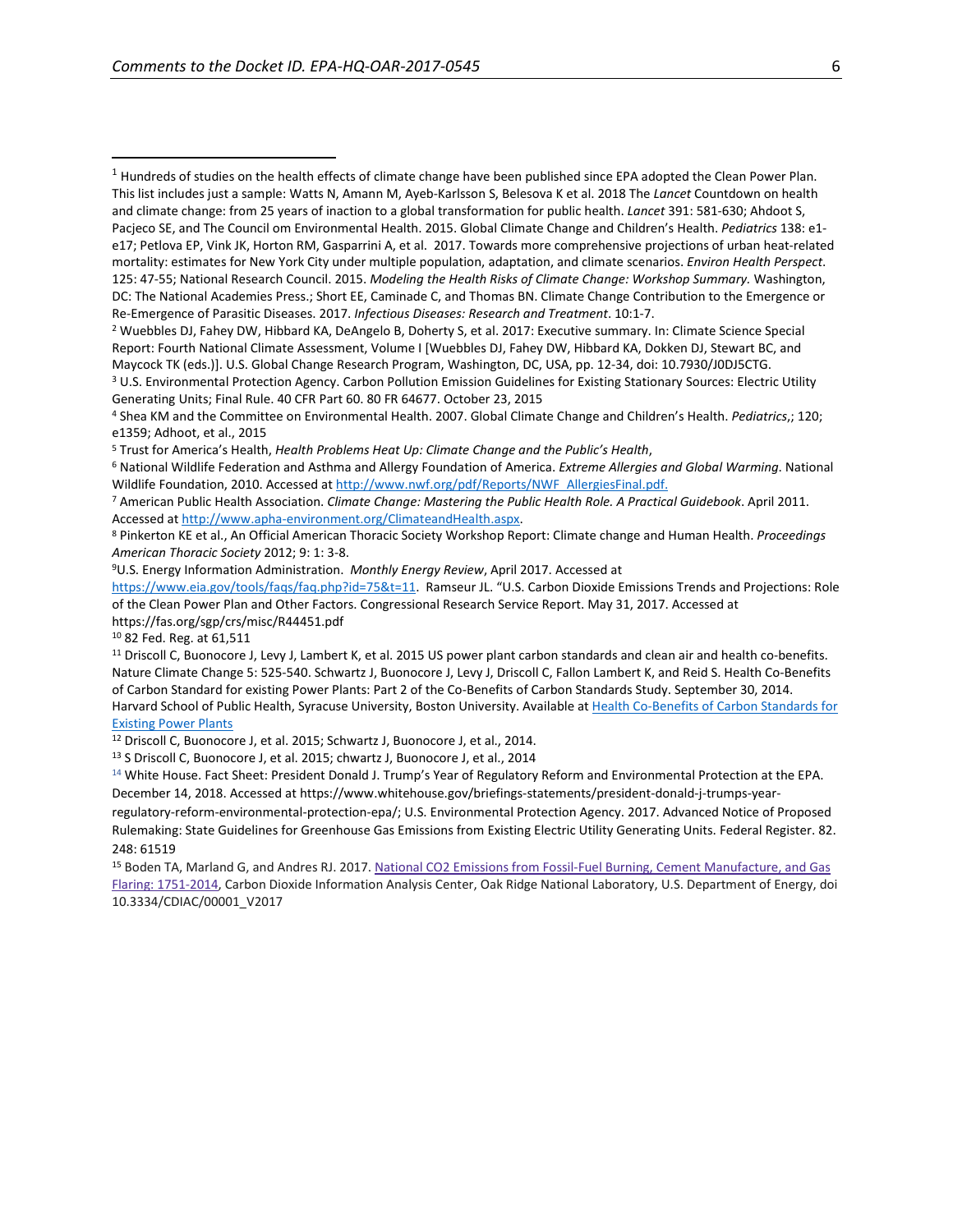[1] Hundreds of studies on the health effects of climate change have been published since EPA adopted the Clean Power Plan. This list includes just a sample: Watts N, Amann M, Ayeb-Karlsson S, Belesova K et al. 2018 The *Lancet* Countdown on health and climate change: from 25 years of inaction to a global transformation for public health. *Lancet* 391: 581-630; Ahdoot S, Pacjeco SE, and The Council om Environmental Health. 2015. Global Climate Change and Children's Health. *Pediatrics* 138: e1-e17; Petlova EP, Vink JK, Horton RM, Gasparrini A, et al. 2017. Towards more comprehensive projections of urban heat-related mortality: estimates for New York City under multiple population, adaptation, and climate scenarios. *Environ Health Perspect*. 125: 47-55; National Research Council. 2015. *Modeling the Health Risks of Climate Change: Workshop Summary.* Washington, DC: The National Academies Press.; Short EE, Caminade C, and Thomas BN. Climate Change Contribution to the Emergence or Re-Emergence of Parasitic Diseases. 2017. *Infectious Diseases: Research and Treatment*. 10:1-7.

[2] Wuebbles DJ, Fahey DW, Hibbard KA, DeAngelo B, Doherty S, et al. 2017: Executive summary. In: Climate Science Special Report: Fourth National Climate Assessment, Volume I [Wuebbles DJ, Fahey DW, Hibbard KA, Dokken DJ, Stewart BC, and Maycock TK (eds.)]. U.S. Global Change Research Program, Washington, DC, USA, pp. 12-34, doi: 10.7930/J0DJ5CTG.

[3] U.S. Environmental Protection Agency. Carbon Pollution Emission Guidelines for Existing Stationary Sources: Electric Utility Generating Units; Final Rule. 40 CFR Part 60. 80 FR 64677. October 23, 2015

[4] Shea KM and the Committee on Environmental Health. 2007. Global Climate Change and Children's Health. *Pediatrics*,; 120; e1359; Adhoot, et al., 2015

[5] Trust for America's Health, *Health Problems Heat Up: Climate Change and the Public's Health*,

[6] National Wildlife Federation and Asthma and Allergy Foundation of America. *Extreme Allergies and Global Warming*. National Wildlife Foundation, 2010. Accessed at http://www.nwf.org/pdf/Reports/NWF_AllergiesFinal.pdf.

[7] American Public Health Association. *Climate Change: Mastering the Public Health Role. A Practical Guidebook*. April 2011. Accessed at http://www.apha-environment.org/ClimateandHealth.aspx.

[8] Pinkerton KE et al., An Official American Thoracic Society Workshop Report: Climate change and Human Health. *Proceedings American Thoracic Society* 2012; 9: 1: 3-8.

[9] U.S. Energy Information Administration. *Monthly Energy Review*, April 2017. Accessed at https://www.eia.gov/tools/faqs/faq.php?id=75&t=11. Ramseur JL. "U.S. Carbon Dioxide Emissions Trends and Projections: Role of the Clean Power Plan and Other Factors. Congressional Research Service Report. May 31, 2017. Accessed at https://fas.org/sgp/crs/misc/R44451.pdf

[10] 82 Fed. Reg. at 61,511

[11] Driscoll C, Buonocore J, Levy J, Lambert K, et al. 2015 US power plant carbon standards and clean air and health co-benefits. Nature Climate Change 5: 525-540. Schwartz J, Buonocore J, Levy J, Driscoll C, Fallon Lambert K, and Reid S. Health Co-Benefits of Carbon Standard for existing Power Plants: Part 2 of the Co-Benefits of Carbon Standards Study. September 30, 2014. Harvard School of Public Health, Syracuse University, Boston University. Available at Health Co-Benefits of Carbon Standards for Existing Power Plants

[12] Driscoll C, Buonocore J, et al. 2015; Schwartz J, Buonocore J, et al., 2014.

[13] S Driscoll C, Buonocore J, et al. 2015; chwartz J, Buonocore J, et al., 2014

[14] White House. Fact Sheet: President Donald J. Trump's Year of Regulatory Reform and Environmental Protection at the EPA. December 14, 2018. Accessed at https://www.whitehouse.gov/briefings-statements/president-donald-j-trumps-year-regulatory-reform-environmental-protection-epa/; U.S. Environmental Protection Agency. 2017. Advanced Notice of Proposed Rulemaking: State Guidelines for Greenhouse Gas Emissions from Existing Electric Utility Generating Units. Federal Register. 82. 248: 61519

[15] Boden TA, Marland G, and Andres RJ. 2017. National CO2 Emissions from Fossil-Fuel Burning, Cement Manufacture, and Gas Flaring: 1751-2014, Carbon Dioxide Information Analysis Center, Oak Ridge National Laboratory, U.S. Department of Energy, doi 10.3334/CDIAC/00001_V2017